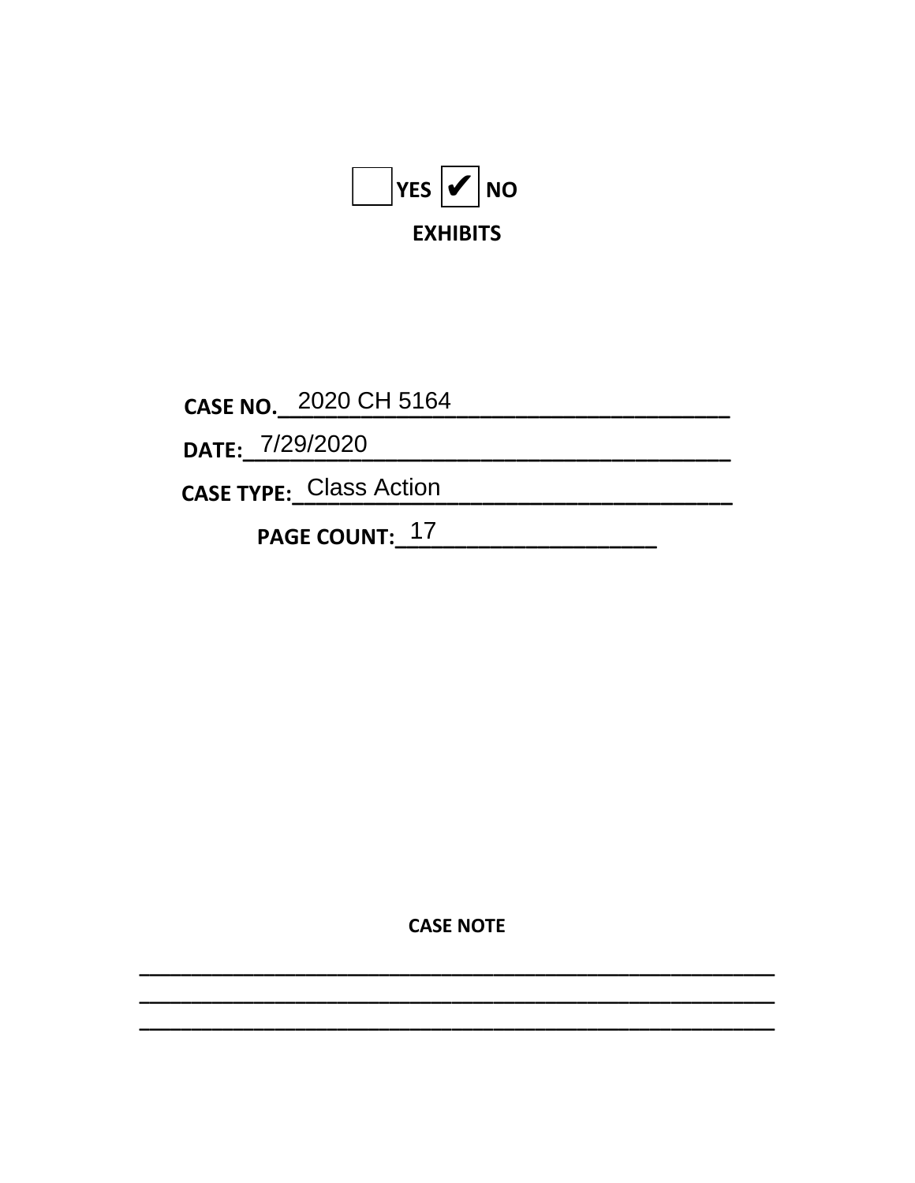☐ YES ☑ NO

**EXHIBITS**

**CASE NO.** 2020 CH 5164

**DATE:** 7/29/2020

**CASE TYPE:** Class Action

**PAGE COUNT:** 17

**CASE NOTE**

_______________________________________________

_______________________________________________

_______________________________________________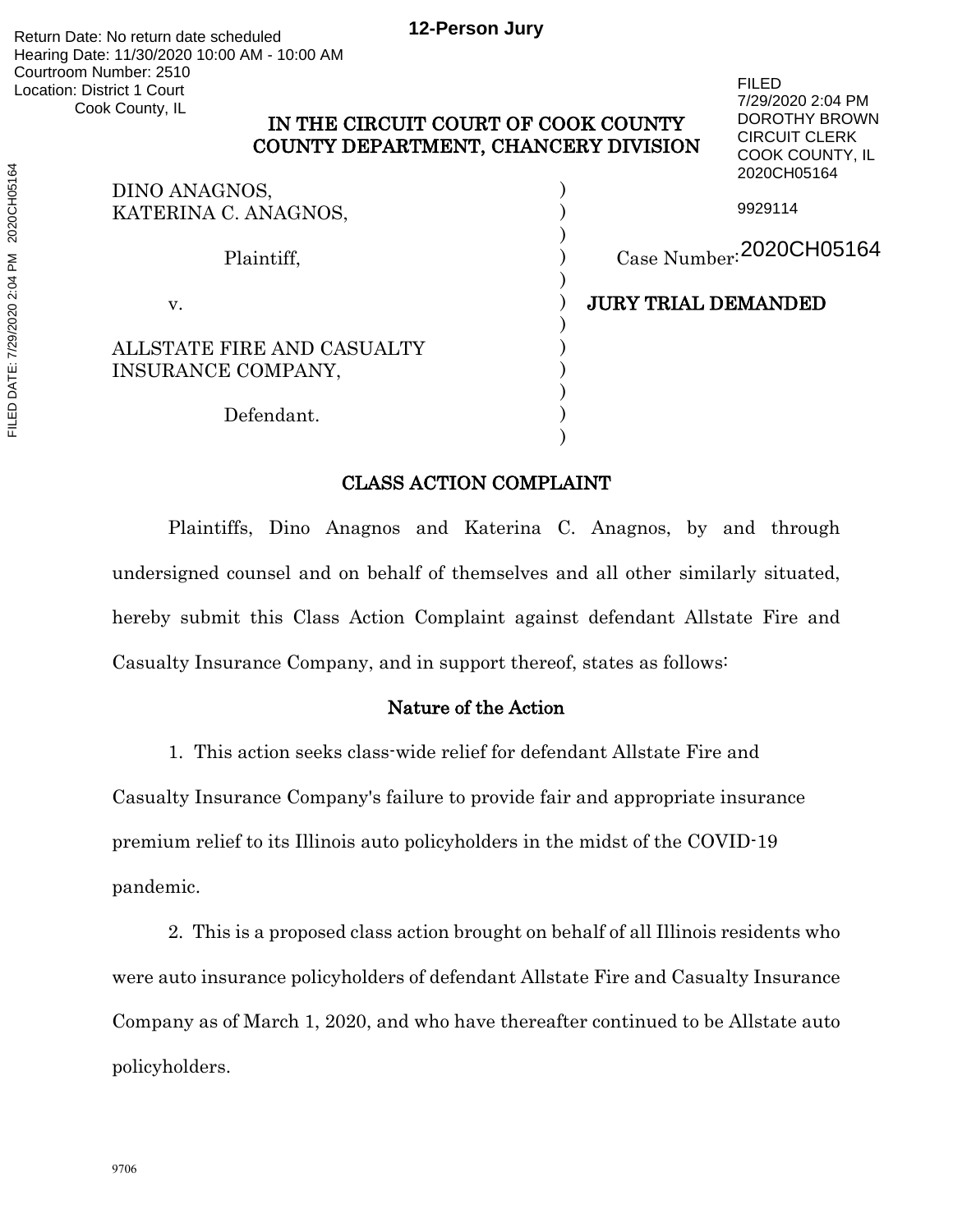Return Date: No return date scheduled
Hearing Date: 11/30/2020 10:00 AM - 10:00 AM
Courtroom Number: 2510
Location: District 1 Court
Cook County, IL

**12-Person Jury**

FILED
7/29/2020 2:04 PM
DOROTHY BROWN
CIRCUIT CLERK
COOK COUNTY, IL
2020CH05164

9929114

FILED DATE: 7/29/2020 2:04 PM 2020CH05164

**IN THE CIRCUIT COURT OF COOK COUNTY**
**COUNTY DEPARTMENT, CHANCERY DIVISION**

| | | |
|---|---|---|
| DINO ANAGNOS, KATERINA C. ANAGNOS, | ) | |
| Plaintiff, | ) | Case Number: 2020CH05164 |
| v. | ) | **JURY TRIAL DEMANDED** |
| ALLSTATE FIRE AND CASUALTY INSURANCE COMPANY, | ) | |
| Defendant. | ) | |

## CLASS ACTION COMPLAINT

Plaintiffs, Dino Anagnos and Katerina C. Anagnos, by and through undersigned counsel and on behalf of themselves and all other similarly situated, hereby submit this Class Action Complaint against defendant Allstate Fire and Casualty Insurance Company, and in support thereof, states as follows:

### Nature of the Action

1. This action seeks class-wide relief for defendant Allstate Fire and Casualty Insurance Company's failure to provide fair and appropriate insurance premium relief to its Illinois auto policyholders in the midst of the COVID-19 pandemic.

2. This is a proposed class action brought on behalf of all Illinois residents who were auto insurance policyholders of defendant Allstate Fire and Casualty Insurance Company as of March 1, 2020, and who have thereafter continued to be Allstate auto policyholders.

9706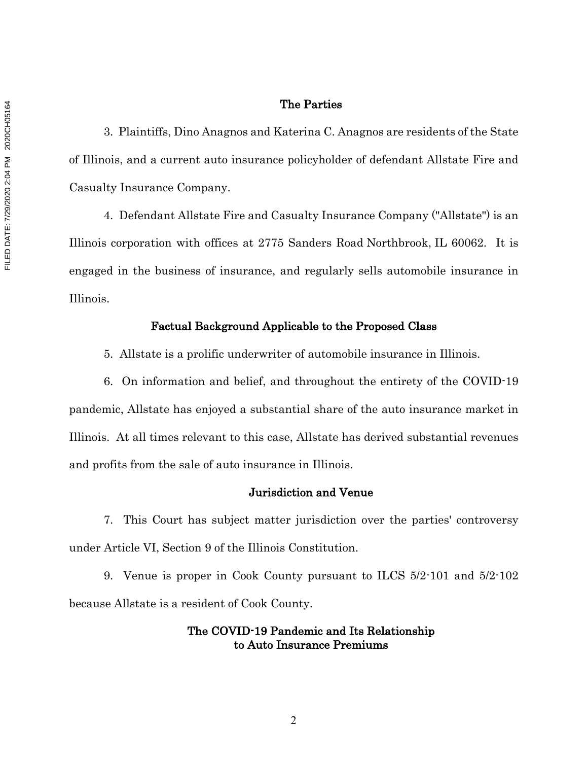## The Parties

3. Plaintiffs, Dino Anagnos and Katerina C. Anagnos are residents of the State of Illinois, and a current auto insurance policyholder of defendant Allstate Fire and Casualty Insurance Company.

4. Defendant Allstate Fire and Casualty Insurance Company ("Allstate") is an Illinois corporation with offices at 2775 Sanders Road Northbrook, IL 60062. It is engaged in the business of insurance, and regularly sells automobile insurance in Illinois.

## Factual Background Applicable to the Proposed Class

5. Allstate is a prolific underwriter of automobile insurance in Illinois.

6. On information and belief, and throughout the entirety of the COVID-19 pandemic, Allstate has enjoyed a substantial share of the auto insurance market in Illinois. At all times relevant to this case, Allstate has derived substantial revenues and profits from the sale of auto insurance in Illinois.

## Jurisdiction and Venue

7. This Court has subject matter jurisdiction over the parties' controversy under Article VI, Section 9 of the Illinois Constitution.

9. Venue is proper in Cook County pursuant to ILCS 5/2-101 and 5/2-102 because Allstate is a resident of Cook County.

## The COVID-19 Pandemic and Its Relationship to Auto Insurance Premiums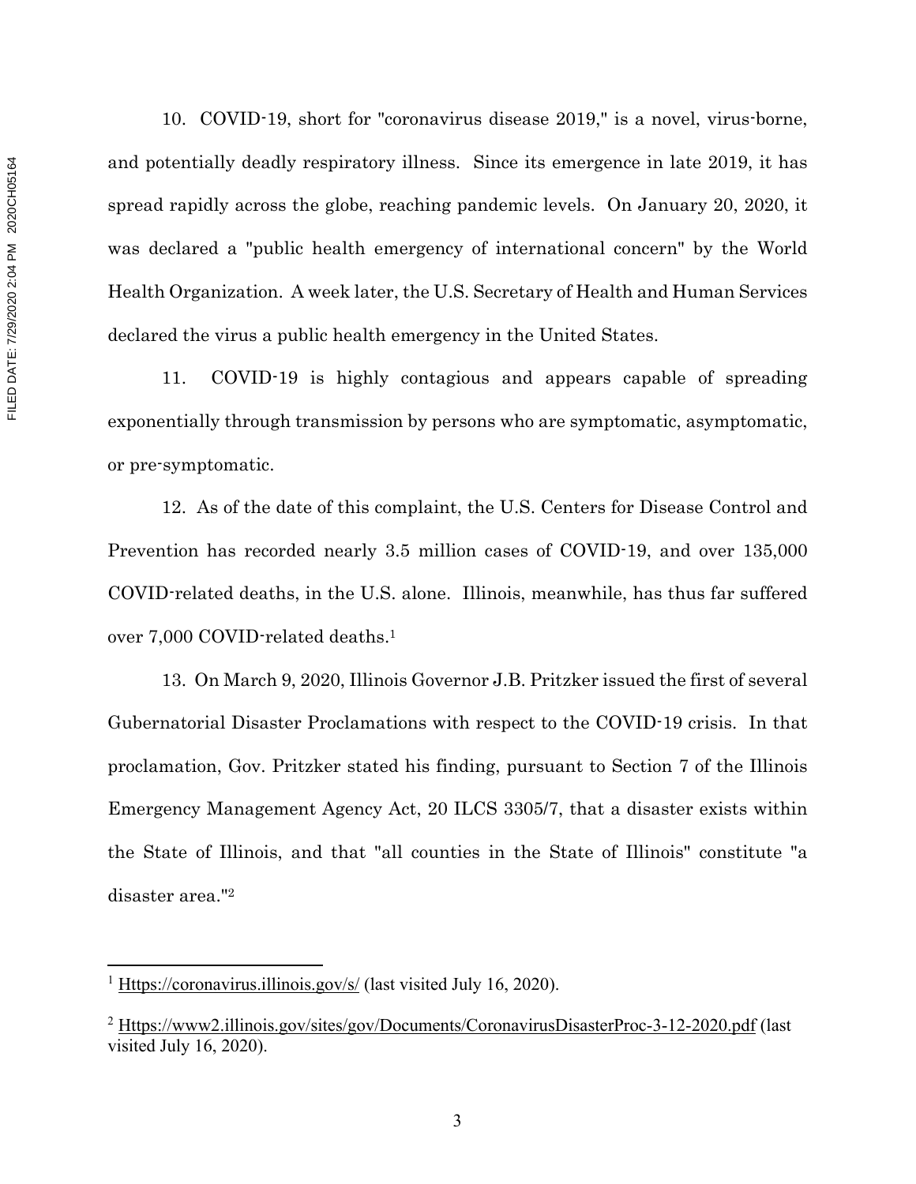10. COVID-19, short for "coronavirus disease 2019," is a novel, virus-borne, and potentially deadly respiratory illness. Since its emergence in late 2019, it has spread rapidly across the globe, reaching pandemic levels. On January 20, 2020, it was declared a "public health emergency of international concern" by the World Health Organization. A week later, the U.S. Secretary of Health and Human Services declared the virus a public health emergency in the United States.

11. COVID-19 is highly contagious and appears capable of spreading exponentially through transmission by persons who are symptomatic, asymptomatic, or pre-symptomatic.

12. As of the date of this complaint, the U.S. Centers for Disease Control and Prevention has recorded nearly 3.5 million cases of COVID-19, and over 135,000 COVID-related deaths, in the U.S. alone. Illinois, meanwhile, has thus far suffered over 7,000 COVID-related deaths.[1]

13. On March 9, 2020, Illinois Governor J.B. Pritzker issued the first of several Gubernatorial Disaster Proclamations with respect to the COVID-19 crisis. In that proclamation, Gov. Pritzker stated his finding, pursuant to Section 7 of the Illinois Emergency Management Agency Act, 20 ILCS 3305/7, that a disaster exists within the State of Illinois, and that "all counties in the State of Illinois" constitute "a disaster area."[2]

---

[1] Https://coronavirus.illinois.gov/s/ (last visited July 16, 2020).

[2] Https://www2.illinois.gov/sites/gov/Documents/CoronavirusDisasterProc-3-12-2020.pdf (last visited July 16, 2020).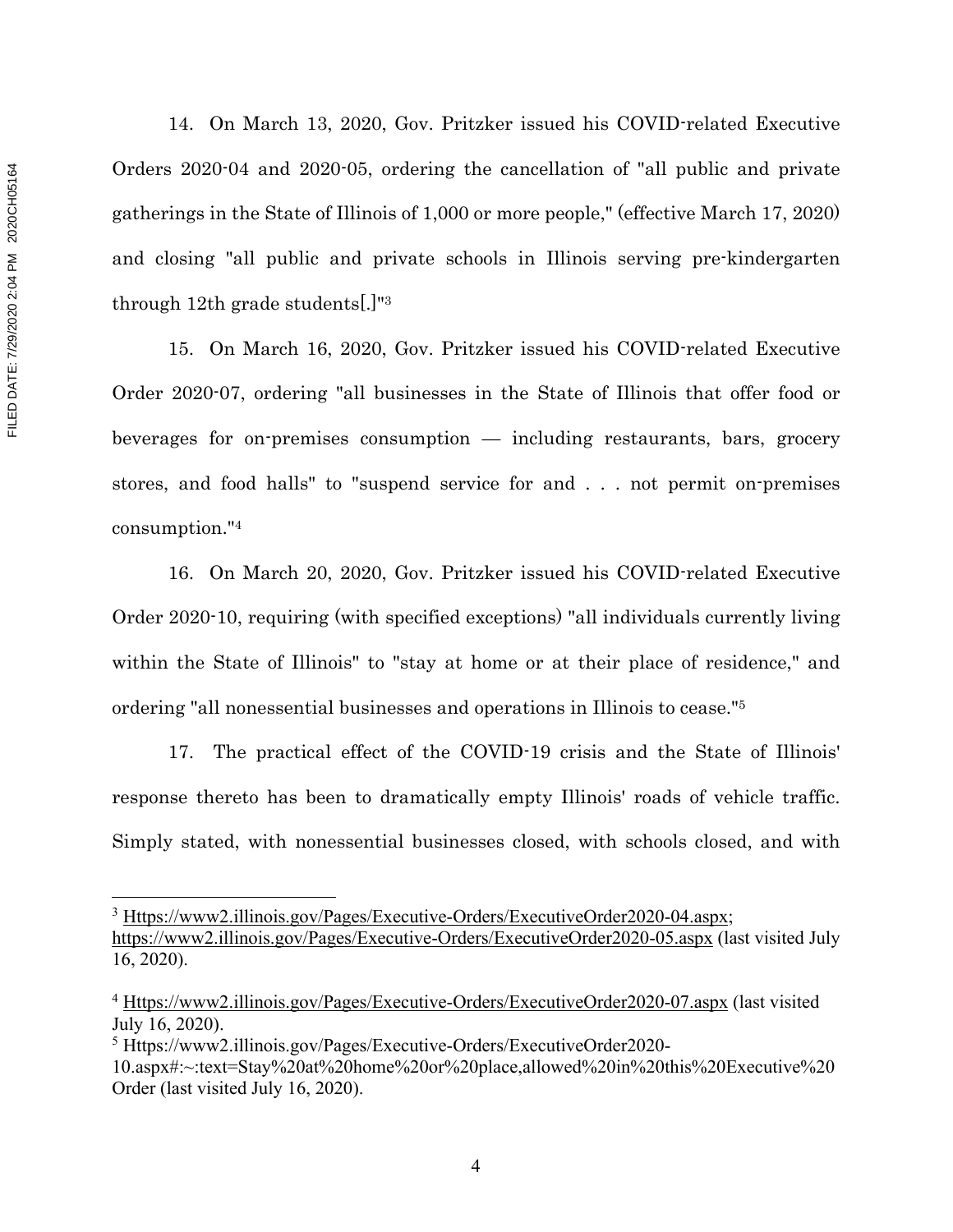14. On March 13, 2020, Gov. Pritzker issued his COVID-related Executive Orders 2020-04 and 2020-05, ordering the cancellation of "all public and private gatherings in the State of Illinois of 1,000 or more people," (effective March 17, 2020) and closing "all public and private schools in Illinois serving pre-kindergarten through 12th grade students[.]"[3]

15. On March 16, 2020, Gov. Pritzker issued his COVID-related Executive Order 2020-07, ordering "all businesses in the State of Illinois that offer food or beverages for on-premises consumption — including restaurants, bars, grocery stores, and food halls" to "suspend service for and . . . not permit on-premises consumption."[4]

16. On March 20, 2020, Gov. Pritzker issued his COVID-related Executive Order 2020-10, requiring (with specified exceptions) "all individuals currently living within the State of Illinois" to "stay at home or at their place of residence," and ordering "all nonessential businesses and operations in Illinois to cease."[5]

17. The practical effect of the COVID-19 crisis and the State of Illinois' response thereto has been to dramatically empty Illinois' roads of vehicle traffic. Simply stated, with nonessential businesses closed, with schools closed, and with

---

[3] Https://www2.illinois.gov/Pages/Executive-Orders/ExecutiveOrder2020-04.aspx; https://www2.illinois.gov/Pages/Executive-Orders/ExecutiveOrder2020-05.aspx (last visited July 16, 2020).

[4] Https://www2.illinois.gov/Pages/Executive-Orders/ExecutiveOrder2020-07.aspx (last visited July 16, 2020).

[5] Https://www2.illinois.gov/Pages/Executive-Orders/ExecutiveOrder2020-10.aspx#:~:text=Stay%20at%20home%20or%20place,allowed%20in%20this%20Executive%20Order (last visited July 16, 2020).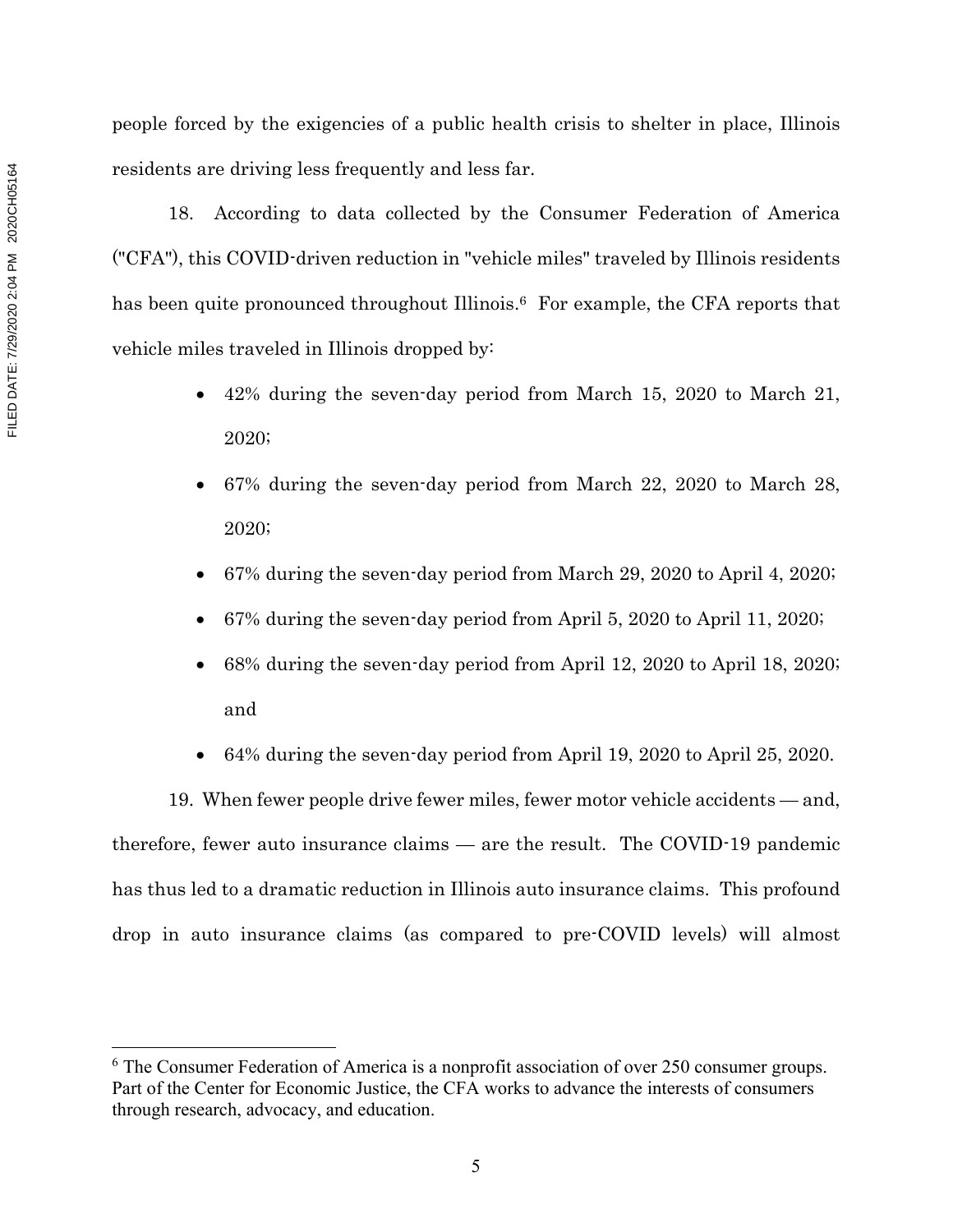people forced by the exigencies of a public health crisis to shelter in place, Illinois residents are driving less frequently and less far.

18. According to data collected by the Consumer Federation of America ("CFA"), this COVID-driven reduction in "vehicle miles" traveled by Illinois residents has been quite pronounced throughout Illinois.[6] For example, the CFA reports that vehicle miles traveled in Illinois dropped by:

- 42% during the seven-day period from March 15, 2020 to March 21, 2020;
- 67% during the seven-day period from March 22, 2020 to March 28, 2020;
- 67% during the seven-day period from March 29, 2020 to April 4, 2020;
- 67% during the seven-day period from April 5, 2020 to April 11, 2020;
- 68% during the seven-day period from April 12, 2020 to April 18, 2020; and
- 64% during the seven-day period from April 19, 2020 to April 25, 2020.

19. When fewer people drive fewer miles, fewer motor vehicle accidents — and, therefore, fewer auto insurance claims — are the result. The COVID-19 pandemic has thus led to a dramatic reduction in Illinois auto insurance claims. This profound drop in auto insurance claims (as compared to pre-COVID levels) will almost

---

[6] The Consumer Federation of America is a nonprofit association of over 250 consumer groups. Part of the Center for Economic Justice, the CFA works to advance the interests of consumers through research, advocacy, and education.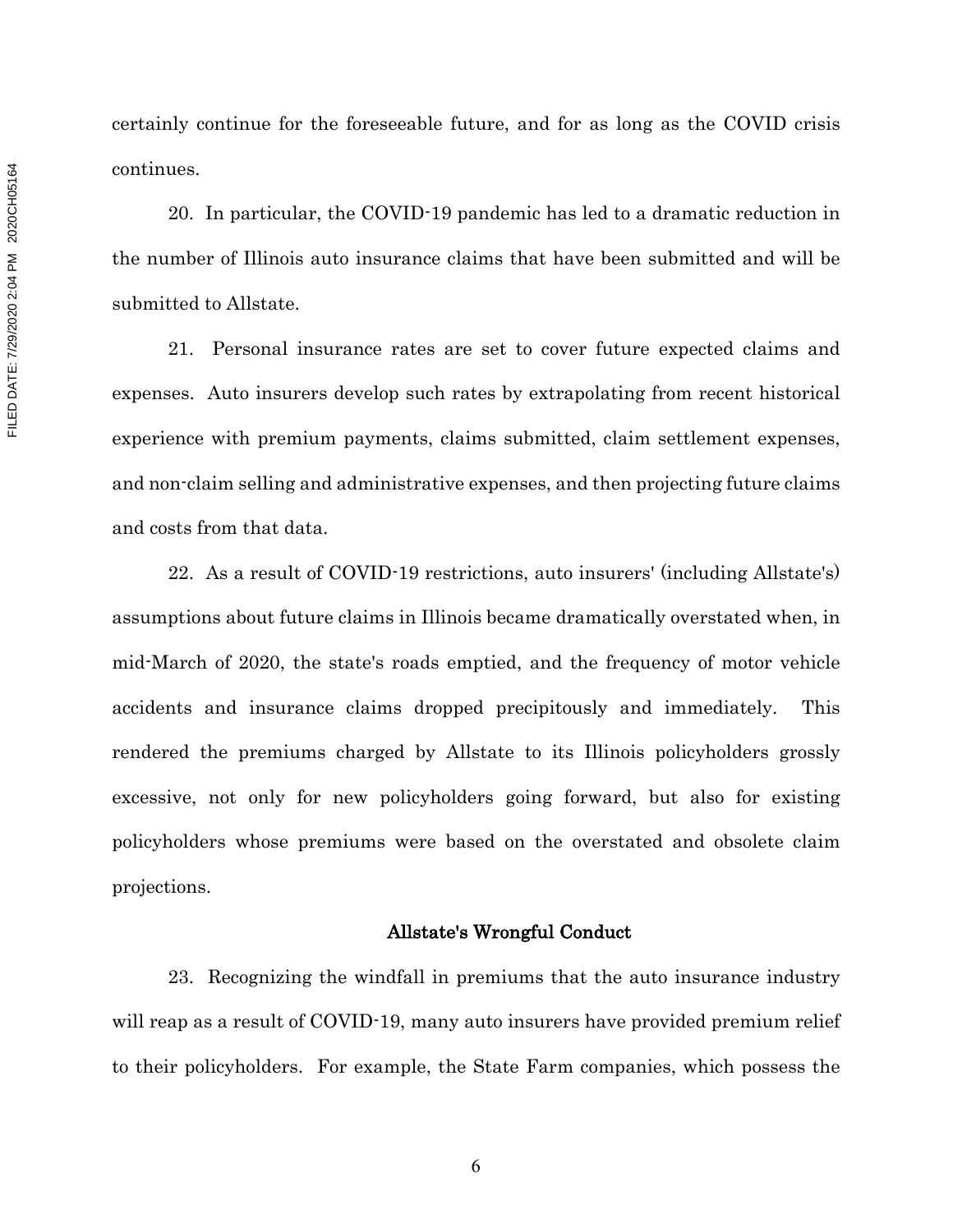certainly continue for the foreseeable future, and for as long as the COVID crisis continues.

20. In particular, the COVID-19 pandemic has led to a dramatic reduction in the number of Illinois auto insurance claims that have been submitted and will be submitted to Allstate.

21. Personal insurance rates are set to cover future expected claims and expenses. Auto insurers develop such rates by extrapolating from recent historical experience with premium payments, claims submitted, claim settlement expenses, and non-claim selling and administrative expenses, and then projecting future claims and costs from that data.

22. As a result of COVID-19 restrictions, auto insurers' (including Allstate's) assumptions about future claims in Illinois became dramatically overstated when, in mid-March of 2020, the state's roads emptied, and the frequency of motor vehicle accidents and insurance claims dropped precipitously and immediately. This rendered the premiums charged by Allstate to its Illinois policyholders grossly excessive, not only for new policyholders going forward, but also for existing policyholders whose premiums were based on the overstated and obsolete claim projections.

**Allstate's Wrongful Conduct**

23. Recognizing the windfall in premiums that the auto insurance industry will reap as a result of COVID-19, many auto insurers have provided premium relief to their policyholders. For example, the State Farm companies, which possess the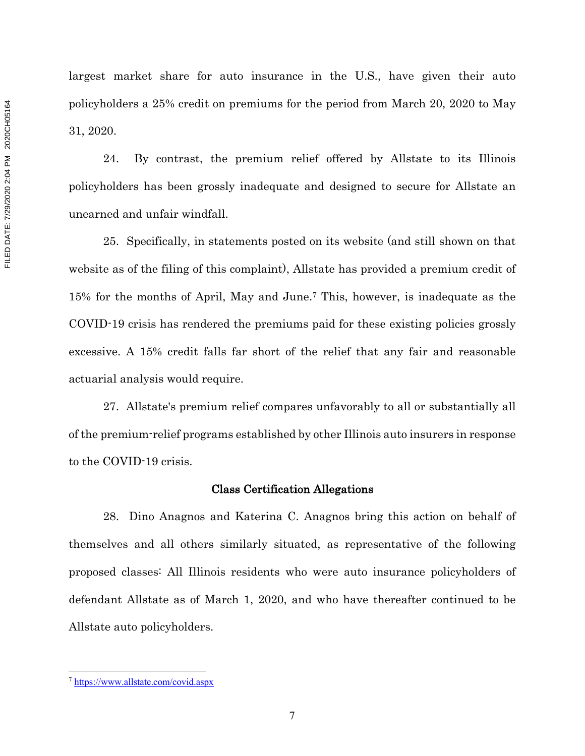largest market share for auto insurance in the U.S., have given their auto policyholders a 25% credit on premiums for the period from March 20, 2020 to May 31, 2020.

24. By contrast, the premium relief offered by Allstate to its Illinois policyholders has been grossly inadequate and designed to secure for Allstate an unearned and unfair windfall.

25. Specifically, in statements posted on its website (and still shown on that website as of the filing of this complaint), Allstate has provided a premium credit of 15% for the months of April, May and June.[7] This, however, is inadequate as the COVID-19 crisis has rendered the premiums paid for these existing policies grossly excessive. A 15% credit falls far short of the relief that any fair and reasonable actuarial analysis would require.

27. Allstate's premium relief compares unfavorably to all or substantially all of the premium-relief programs established by other Illinois auto insurers in response to the COVID-19 crisis.

## Class Certification Allegations

28. Dino Anagnos and Katerina C. Anagnos bring this action on behalf of themselves and all others similarly situated, as representative of the following proposed classes: All Illinois residents who were auto insurance policyholders of defendant Allstate as of March 1, 2020, and who have thereafter continued to be Allstate auto policyholders.

[7] https://www.allstate.com/covid.aspx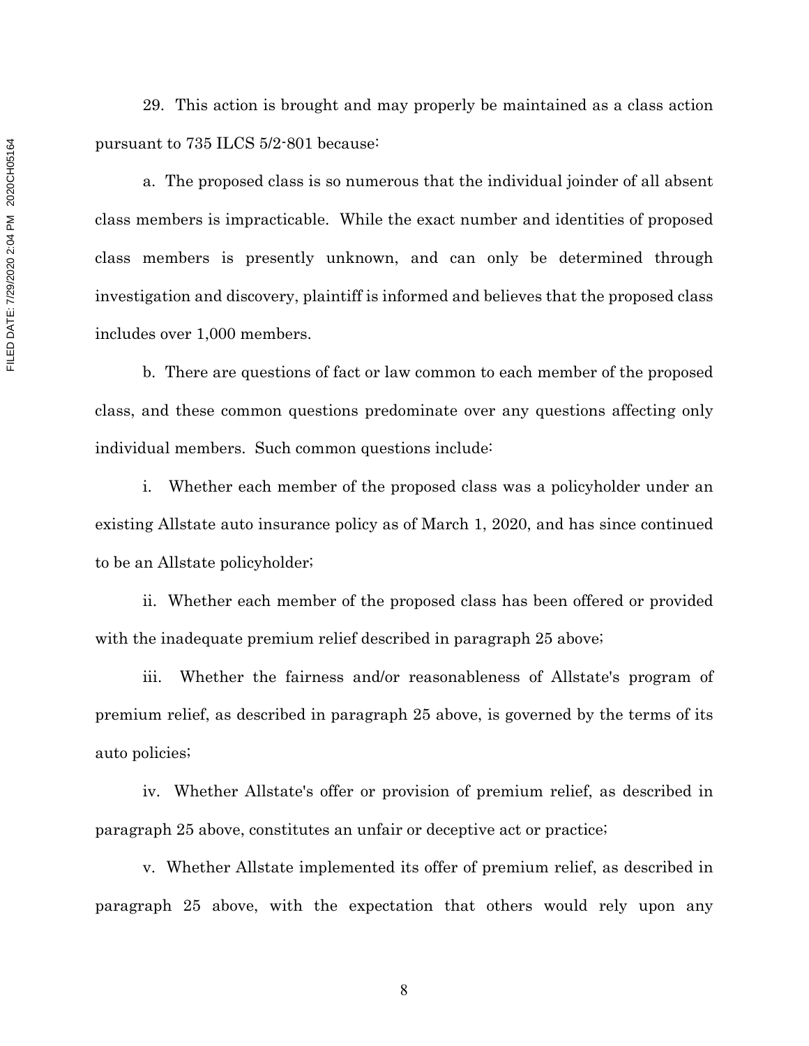29. This action is brought and may properly be maintained as a class action pursuant to 735 ILCS 5/2-801 because:

a. The proposed class is so numerous that the individual joinder of all absent class members is impracticable. While the exact number and identities of proposed class members is presently unknown, and can only be determined through investigation and discovery, plaintiff is informed and believes that the proposed class includes over 1,000 members.

b. There are questions of fact or law common to each member of the proposed class, and these common questions predominate over any questions affecting only individual members. Such common questions include:

i. Whether each member of the proposed class was a policyholder under an existing Allstate auto insurance policy as of March 1, 2020, and has since continued to be an Allstate policyholder;

ii. Whether each member of the proposed class has been offered or provided with the inadequate premium relief described in paragraph 25 above;

iii. Whether the fairness and/or reasonableness of Allstate's program of premium relief, as described in paragraph 25 above, is governed by the terms of its auto policies;

iv. Whether Allstate's offer or provision of premium relief, as described in paragraph 25 above, constitutes an unfair or deceptive act or practice;

v. Whether Allstate implemented its offer of premium relief, as described in paragraph 25 above, with the expectation that others would rely upon any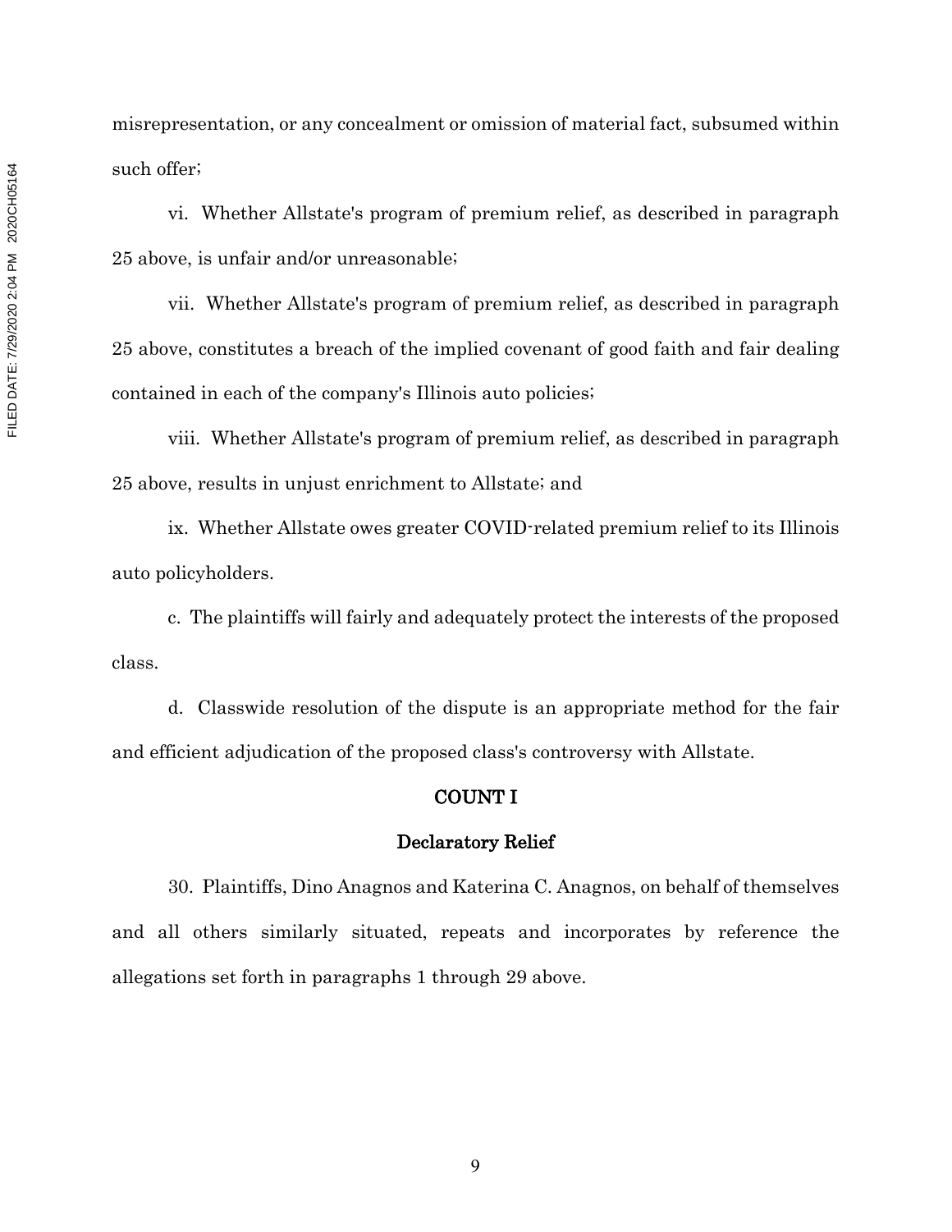misrepresentation, or any concealment or omission of material fact, subsumed within such offer;

vi. Whether Allstate's program of premium relief, as described in paragraph 25 above, is unfair and/or unreasonable;

vii. Whether Allstate's program of premium relief, as described in paragraph 25 above, constitutes a breach of the implied covenant of good faith and fair dealing contained in each of the company's Illinois auto policies;

viii. Whether Allstate's program of premium relief, as described in paragraph 25 above, results in unjust enrichment to Allstate; and

ix. Whether Allstate owes greater COVID-related premium relief to its Illinois auto policyholders.

c. The plaintiffs will fairly and adequately protect the interests of the proposed class.

d. Classwide resolution of the dispute is an appropriate method for the fair and efficient adjudication of the proposed class's controversy with Allstate.

## COUNT I

### Declaratory Relief

30. Plaintiffs, Dino Anagnos and Katerina C. Anagnos, on behalf of themselves and all others similarly situated, repeats and incorporates by reference the allegations set forth in paragraphs 1 through 29 above.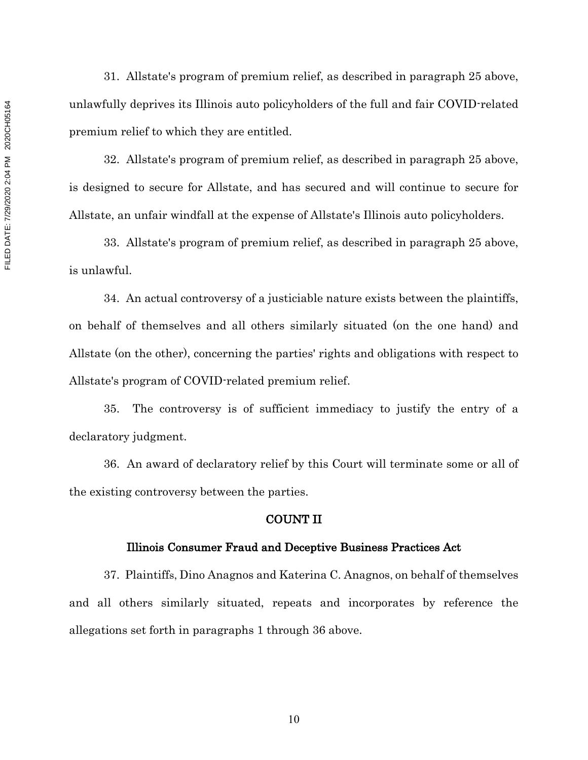31. Allstate's program of premium relief, as described in paragraph 25 above, unlawfully deprives its Illinois auto policyholders of the full and fair COVID-related premium relief to which they are entitled.

32. Allstate's program of premium relief, as described in paragraph 25 above, is designed to secure for Allstate, and has secured and will continue to secure for Allstate, an unfair windfall at the expense of Allstate's Illinois auto policyholders.

33. Allstate's program of premium relief, as described in paragraph 25 above, is unlawful.

34. An actual controversy of a justiciable nature exists between the plaintiffs, on behalf of themselves and all others similarly situated (on the one hand) and Allstate (on the other), concerning the parties' rights and obligations with respect to Allstate's program of COVID-related premium relief.

35. The controversy is of sufficient immediacy to justify the entry of a declaratory judgment.

36. An award of declaratory relief by this Court will terminate some or all of the existing controversy between the parties.

## COUNT II

### Illinois Consumer Fraud and Deceptive Business Practices Act

37. Plaintiffs, Dino Anagnos and Katerina C. Anagnos, on behalf of themselves and all others similarly situated, repeats and incorporates by reference the allegations set forth in paragraphs 1 through 36 above.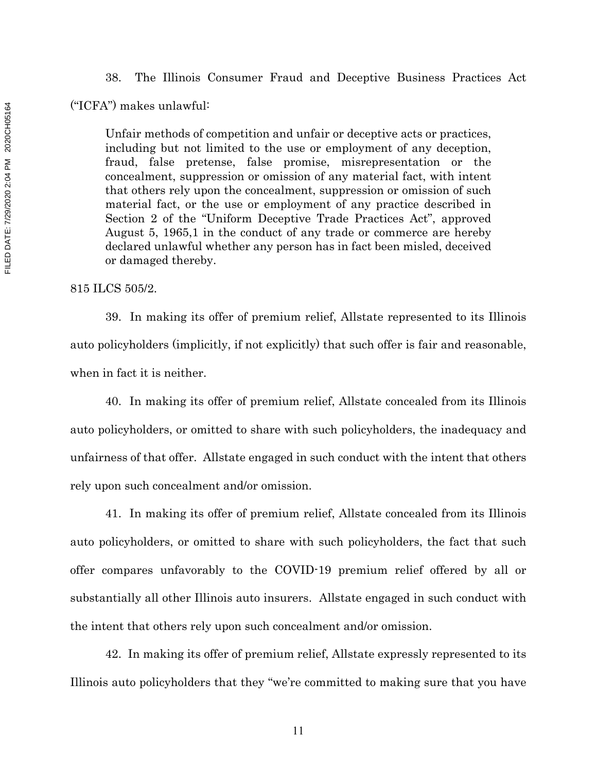38. The Illinois Consumer Fraud and Deceptive Business Practices Act ("ICFA") makes unlawful:

> Unfair methods of competition and unfair or deceptive acts or practices, including but not limited to the use or employment of any deception, fraud, false pretense, false promise, misrepresentation or the concealment, suppression or omission of any material fact, with intent that others rely upon the concealment, suppression or omission of such material fact, or the use or employment of any practice described in Section 2 of the "Uniform Deceptive Trade Practices Act", approved August 5, 1965,1 in the conduct of any trade or commerce are hereby declared unlawful whether any person has in fact been misled, deceived or damaged thereby.

815 ILCS 505/2.

39. In making its offer of premium relief, Allstate represented to its Illinois auto policyholders (implicitly, if not explicitly) that such offer is fair and reasonable, when in fact it is neither.

40. In making its offer of premium relief, Allstate concealed from its Illinois auto policyholders, or omitted to share with such policyholders, the inadequacy and unfairness of that offer. Allstate engaged in such conduct with the intent that others rely upon such concealment and/or omission.

41. In making its offer of premium relief, Allstate concealed from its Illinois auto policyholders, or omitted to share with such policyholders, the fact that such offer compares unfavorably to the COVID-19 premium relief offered by all or substantially all other Illinois auto insurers. Allstate engaged in such conduct with the intent that others rely upon such concealment and/or omission.

42. In making its offer of premium relief, Allstate expressly represented to its Illinois auto policyholders that they "we're committed to making sure that you have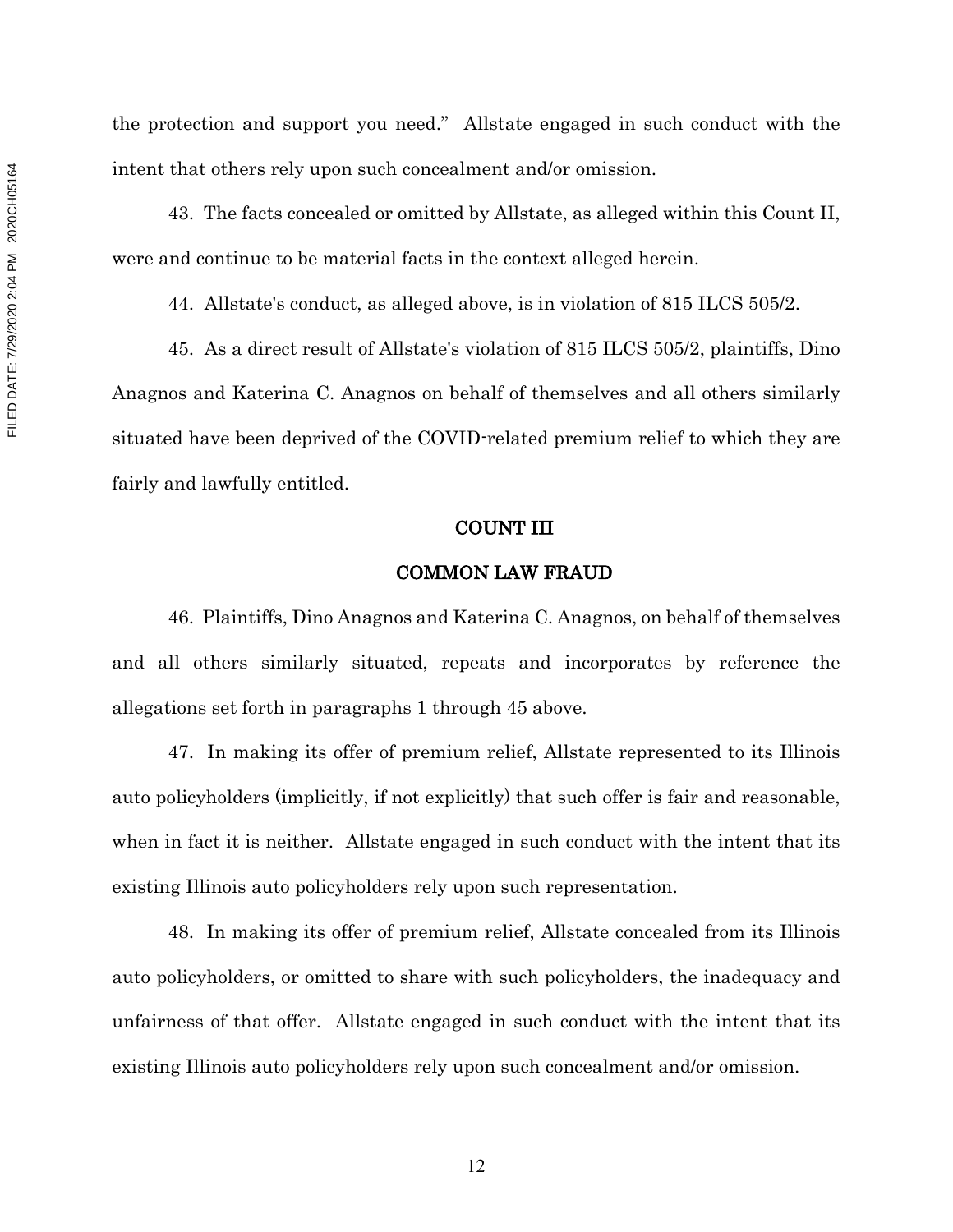the protection and support you need." Allstate engaged in such conduct with the intent that others rely upon such concealment and/or omission.

43. The facts concealed or omitted by Allstate, as alleged within this Count II, were and continue to be material facts in the context alleged herein.

44. Allstate's conduct, as alleged above, is in violation of 815 ILCS 505/2.

45. As a direct result of Allstate's violation of 815 ILCS 505/2, plaintiffs, Dino Anagnos and Katerina C. Anagnos on behalf of themselves and all others similarly situated have been deprived of the COVID-related premium relief to which they are fairly and lawfully entitled.

## COUNT III

## COMMON LAW FRAUD

46. Plaintiffs, Dino Anagnos and Katerina C. Anagnos, on behalf of themselves and all others similarly situated, repeats and incorporates by reference the allegations set forth in paragraphs 1 through 45 above.

47. In making its offer of premium relief, Allstate represented to its Illinois auto policyholders (implicitly, if not explicitly) that such offer is fair and reasonable, when in fact it is neither. Allstate engaged in such conduct with the intent that its existing Illinois auto policyholders rely upon such representation.

48. In making its offer of premium relief, Allstate concealed from its Illinois auto policyholders, or omitted to share with such policyholders, the inadequacy and unfairness of that offer. Allstate engaged in such conduct with the intent that its existing Illinois auto policyholders rely upon such concealment and/or omission.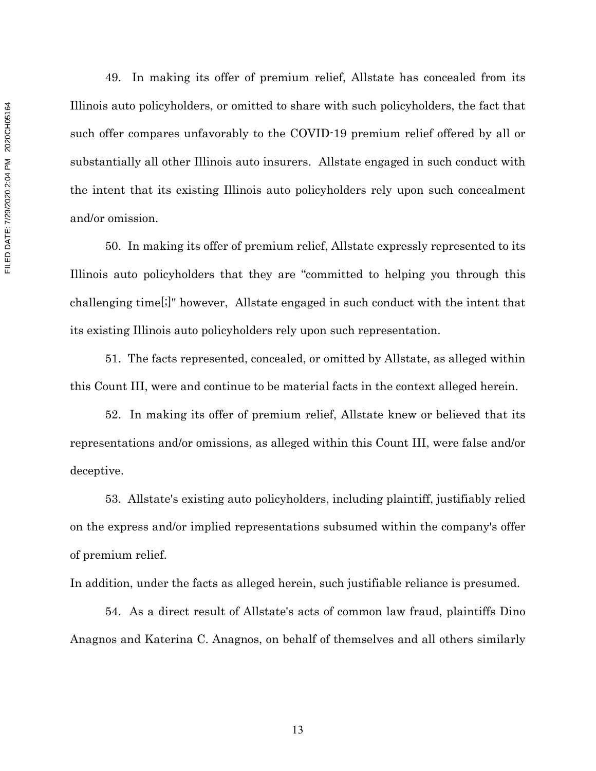49. In making its offer of premium relief, Allstate has concealed from its Illinois auto policyholders, or omitted to share with such policyholders, the fact that such offer compares unfavorably to the COVID-19 premium relief offered by all or substantially all other Illinois auto insurers. Allstate engaged in such conduct with the intent that its existing Illinois auto policyholders rely upon such concealment and/or omission.

50. In making its offer of premium relief, Allstate expressly represented to its Illinois auto policyholders that they are "committed to helping you through this challenging time[;]" however, Allstate engaged in such conduct with the intent that its existing Illinois auto policyholders rely upon such representation.

51. The facts represented, concealed, or omitted by Allstate, as alleged within this Count III, were and continue to be material facts in the context alleged herein.

52. In making its offer of premium relief, Allstate knew or believed that its representations and/or omissions, as alleged within this Count III, were false and/or deceptive.

53. Allstate's existing auto policyholders, including plaintiff, justifiably relied on the express and/or implied representations subsumed within the company's offer of premium relief.

In addition, under the facts as alleged herein, such justifiable reliance is presumed.

54. As a direct result of Allstate's acts of common law fraud, plaintiffs Dino Anagnos and Katerina C. Anagnos, on behalf of themselves and all others similarly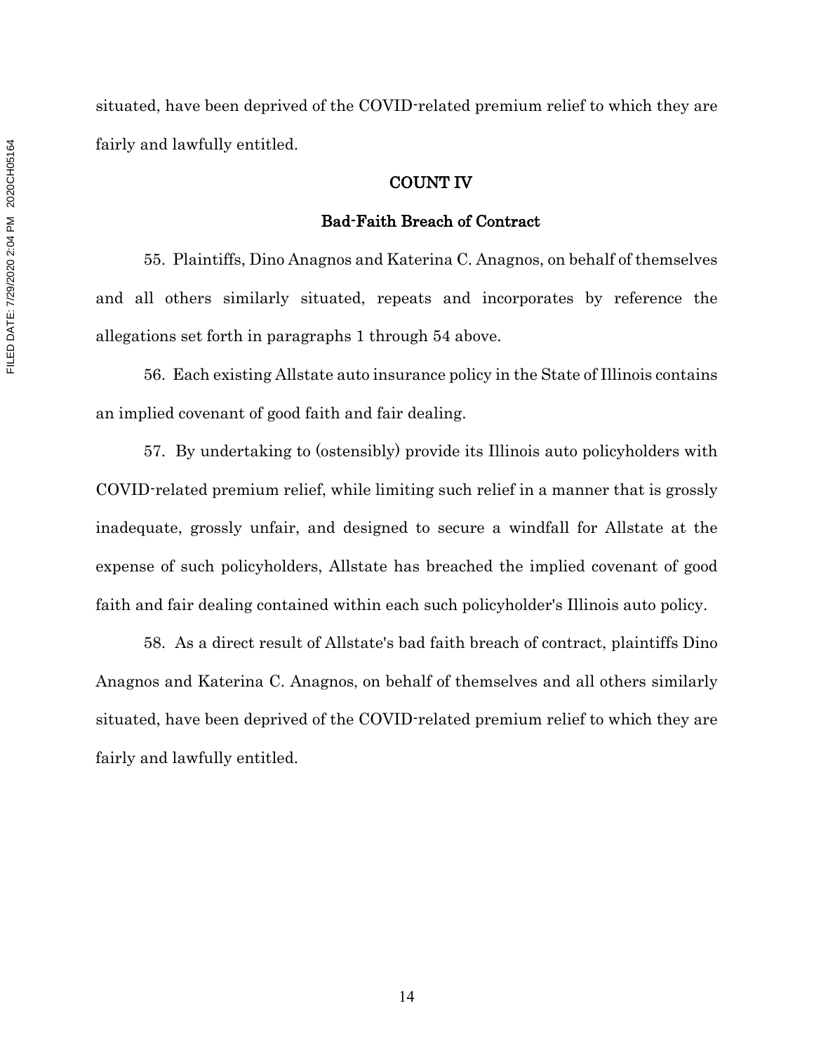situated, have been deprived of the COVID-related premium relief to which they are fairly and lawfully entitled.

## COUNT IV

### Bad-Faith Breach of Contract

55. Plaintiffs, Dino Anagnos and Katerina C. Anagnos, on behalf of themselves and all others similarly situated, repeats and incorporates by reference the allegations set forth in paragraphs 1 through 54 above.

56. Each existing Allstate auto insurance policy in the State of Illinois contains an implied covenant of good faith and fair dealing.

57. By undertaking to (ostensibly) provide its Illinois auto policyholders with COVID-related premium relief, while limiting such relief in a manner that is grossly inadequate, grossly unfair, and designed to secure a windfall for Allstate at the expense of such policyholders, Allstate has breached the implied covenant of good faith and fair dealing contained within each such policyholder's Illinois auto policy.

58. As a direct result of Allstate's bad faith breach of contract, plaintiffs Dino Anagnos and Katerina C. Anagnos, on behalf of themselves and all others similarly situated, have been deprived of the COVID-related premium relief to which they are fairly and lawfully entitled.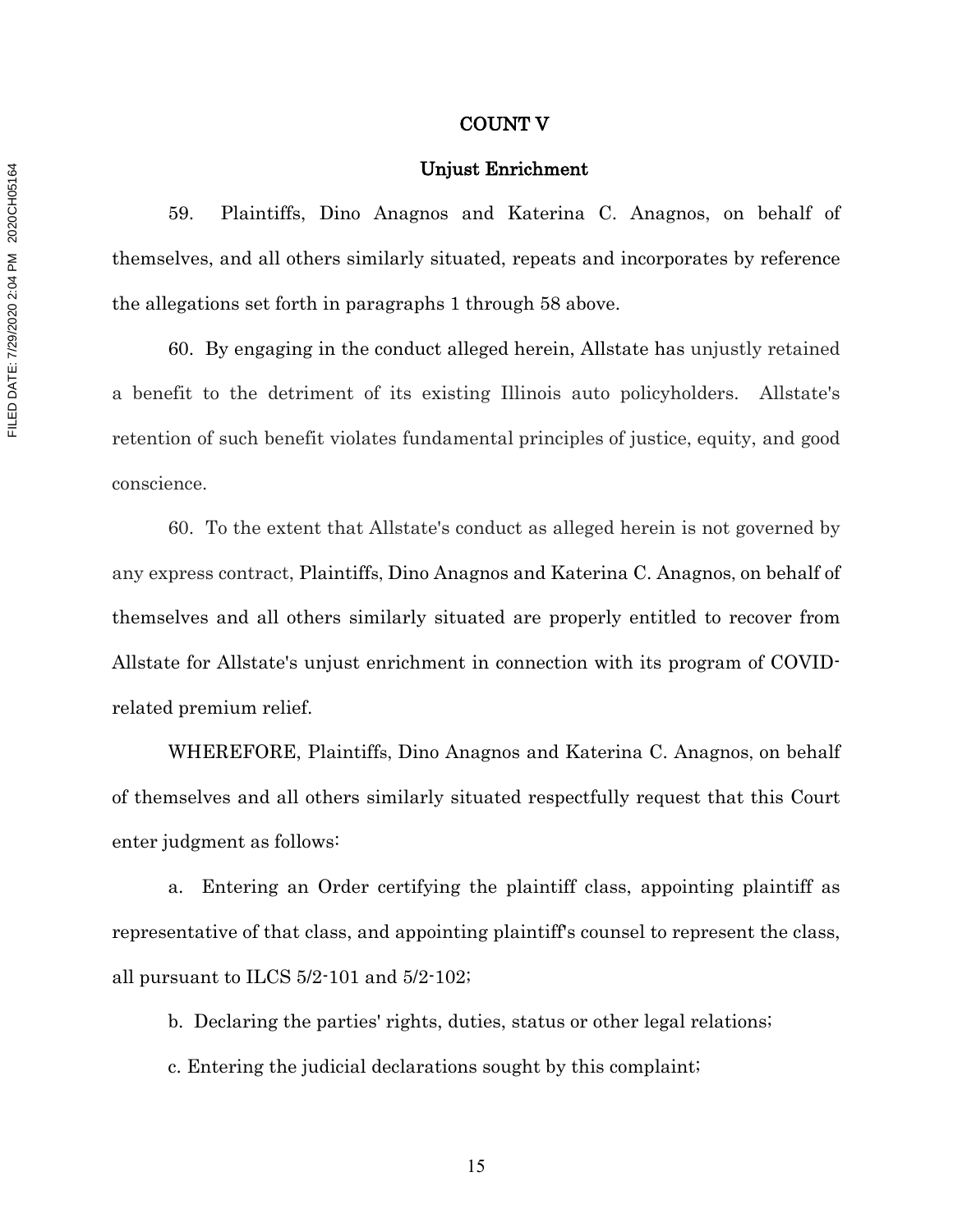## COUNT V

### Unjust Enrichment

59. Plaintiffs, Dino Anagnos and Katerina C. Anagnos, on behalf of themselves, and all others similarly situated, repeats and incorporates by reference the allegations set forth in paragraphs 1 through 58 above.

60. By engaging in the conduct alleged herein, Allstate has unjustly retained a benefit to the detriment of its existing Illinois auto policyholders. Allstate's retention of such benefit violates fundamental principles of justice, equity, and good conscience.

60. To the extent that Allstate's conduct as alleged herein is not governed by any express contract, Plaintiffs, Dino Anagnos and Katerina C. Anagnos, on behalf of themselves and all others similarly situated are properly entitled to recover from Allstate for Allstate's unjust enrichment in connection with its program of COVID-related premium relief.

WHEREFORE, Plaintiffs, Dino Anagnos and Katerina C. Anagnos, on behalf of themselves and all others similarly situated respectfully request that this Court enter judgment as follows:

a. Entering an Order certifying the plaintiff class, appointing plaintiff as representative of that class, and appointing plaintiff's counsel to represent the class, all pursuant to ILCS 5/2-101 and 5/2-102;

b. Declaring the parties' rights, duties, status or other legal relations;

c. Entering the judicial declarations sought by this complaint;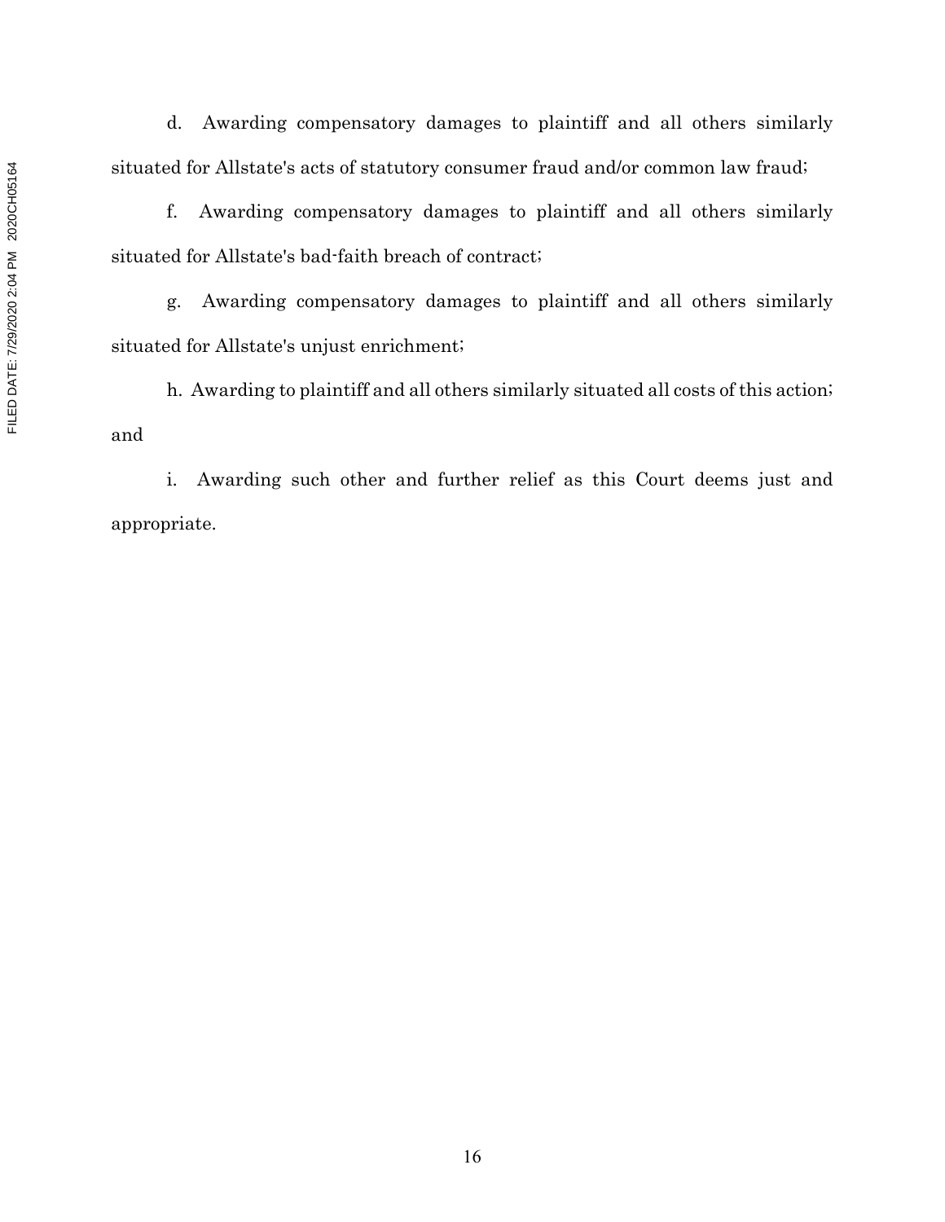d. Awarding compensatory damages to plaintiff and all others similarly situated for Allstate's acts of statutory consumer fraud and/or common law fraud;

f. Awarding compensatory damages to plaintiff and all others similarly situated for Allstate's bad-faith breach of contract;

g. Awarding compensatory damages to plaintiff and all others similarly situated for Allstate's unjust enrichment;

h. Awarding to plaintiff and all others similarly situated all costs of this action; and

i. Awarding such other and further relief as this Court deems just and appropriate.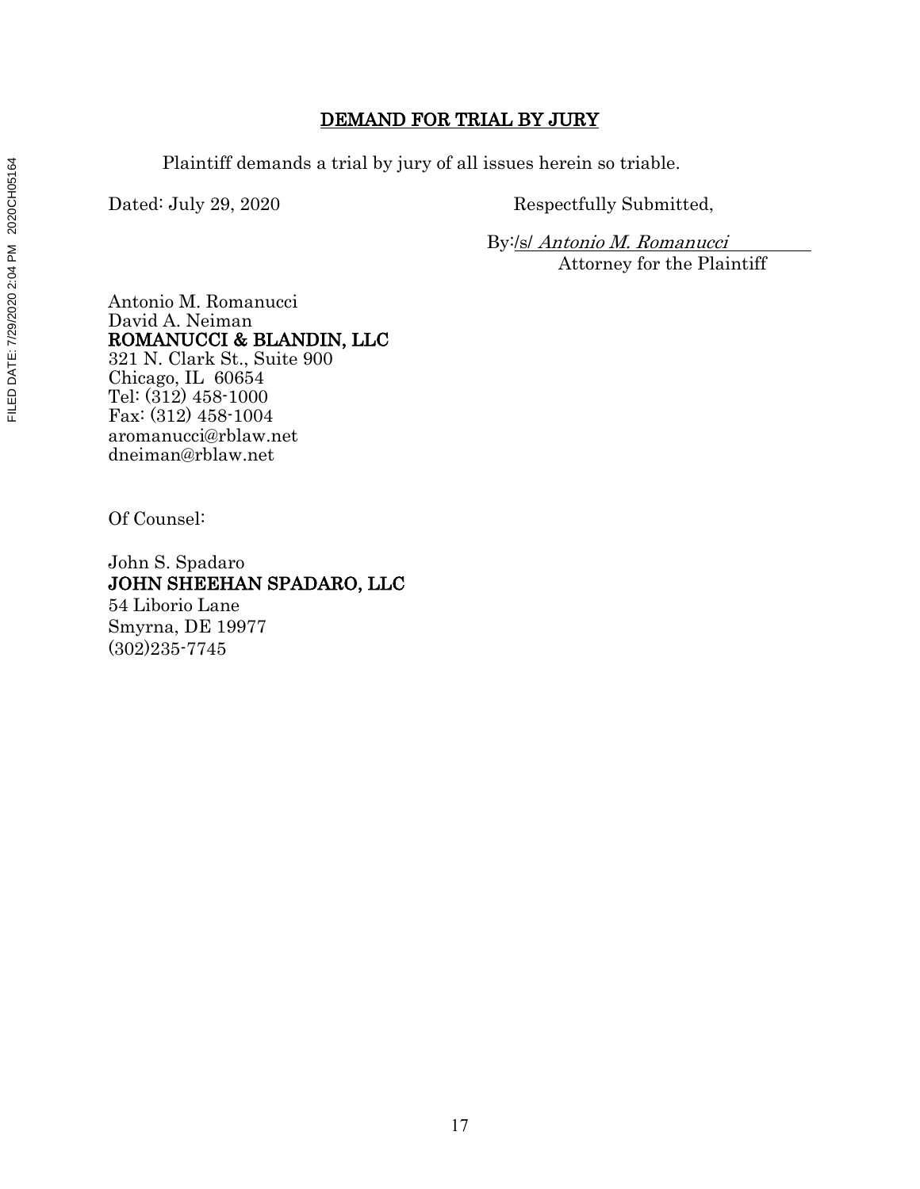## DEMAND FOR TRIAL BY JURY

Plaintiff demands a trial by jury of all issues herein so triable.

Dated: July 29, 2020

Respectfully Submitted,

By: /s/ *Antonio M. Romanucci*
Attorney for the Plaintiff

Antonio M. Romanucci
David A. Neiman
**ROMANUCCI & BLANDIN, LLC**
321 N. Clark St., Suite 900
Chicago, IL 60654
Tel: (312) 458-1000
Fax: (312) 458-1004
aromanucci@rblaw.net
dneiman@rblaw.net

Of Counsel:

John S. Spadaro
**JOHN SHEEHAN SPADARO, LLC**
54 Liborio Lane
Smyrna, DE 19977
(302)235-7745